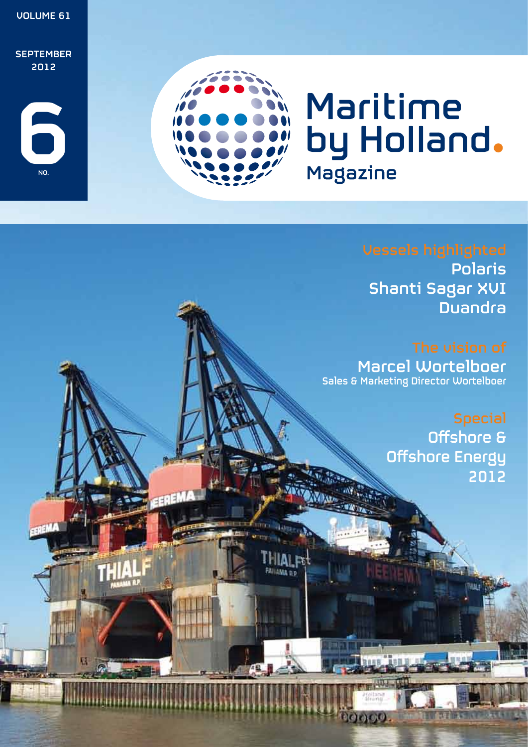VOLUME 61

SEPTEMBER 2012

NO. 6

# Maritime by Holland.

## Magazine

### Vessels highlighted

Polaris

Shanti Sagar XVI

Duandra

### The vision of

Marcel Wortelboer

Sales & Marketing Director Wortelboer

### Special

Offshore & Offshore Energy 2012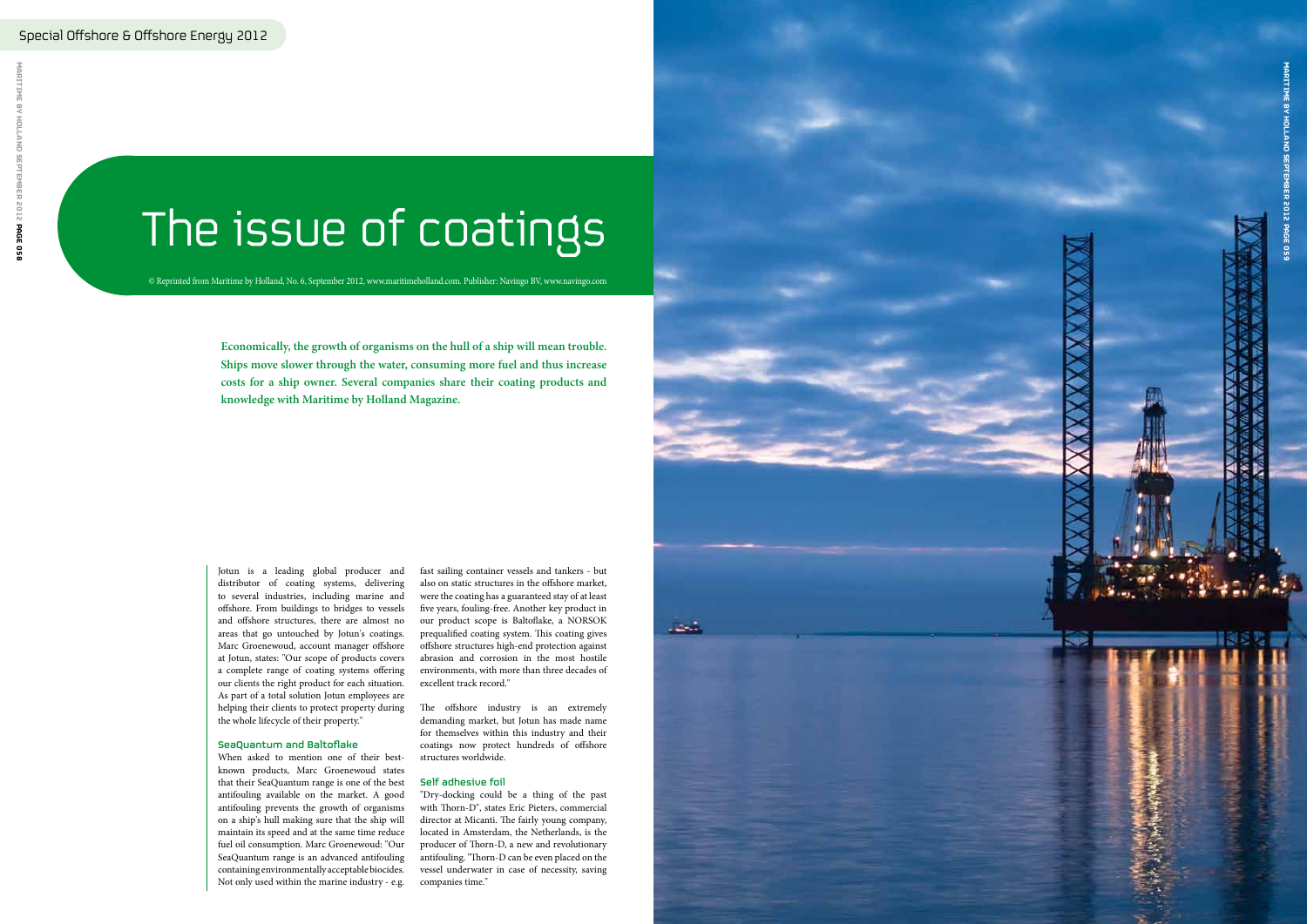# The issue of coatings

© Reprinted from Maritime by Holland, No. 6, September 2012, www.maritimeholland.com. Publisher: Navingo BV, www.navingo.com

**Economically, the growth of organisms on the hull of a ship will mean trouble. Ships move slower through the water, consuming more fuel and thus increase costs for a ship owner. Several companies share their coating products and knowledge with Maritime by Holland Magazine.**

Jotun is a leading global producer and distributor of coating systems, delivering to several industries, including marine and offshore. From buildings to bridges to vessels and offshore structures, there are almost no areas that go untouched by Jotun's coatings. Marc Groenewoud, account manager offshore at Jotun, states: "Our scope of products covers a complete range of coating systems offering our clients the right product for each situation. As part of a total solution Jotun employees are helping their clients to protect property during the whole lifecycle of their property."

### SeaQuantum and Baltoflake

When asked to mention one of their best-known products, Marc Groenewoud states that their SeaQuantum range is one of the best antifouling available on the market. A good antifouling prevents the growth of organisms on a ship's hull making sure that the ship will maintain its speed and at the same time reduce fuel oil consumption. Marc Groenewoud: "Our SeaQuantum range is an advanced antifouling containing environmentally acceptable biocides. Not only used within the marine industry - e.g. fast sailing container vessels and tankers - but also on static structures in the offshore market, were the coating has a guaranteed stay of at least five years, fouling-free. Another key product in our product scope is Baltoflake, a NORSOK prequalified coating system. This coating gives offshore structures high-end protection against abrasion and corrosion in the most hostile environments, with more than three decades of excellent track record."

The offshore industry is an extremely demanding market, but Jotun has made name for themselves within this industry and their coatings now protect hundreds of offshore structures worldwide.

### Self adhesive foil

"Dry-docking could be a thing of the past with Thorn-D", states Eric Pieters, commercial director at Micanti. The fairly young company, located in Amsterdam, the Netherlands, is the producer of Thorn-D, a new and revolutionary antifouling. "Thorn-D can be even placed on the vessel underwater in case of necessity, saving companies time."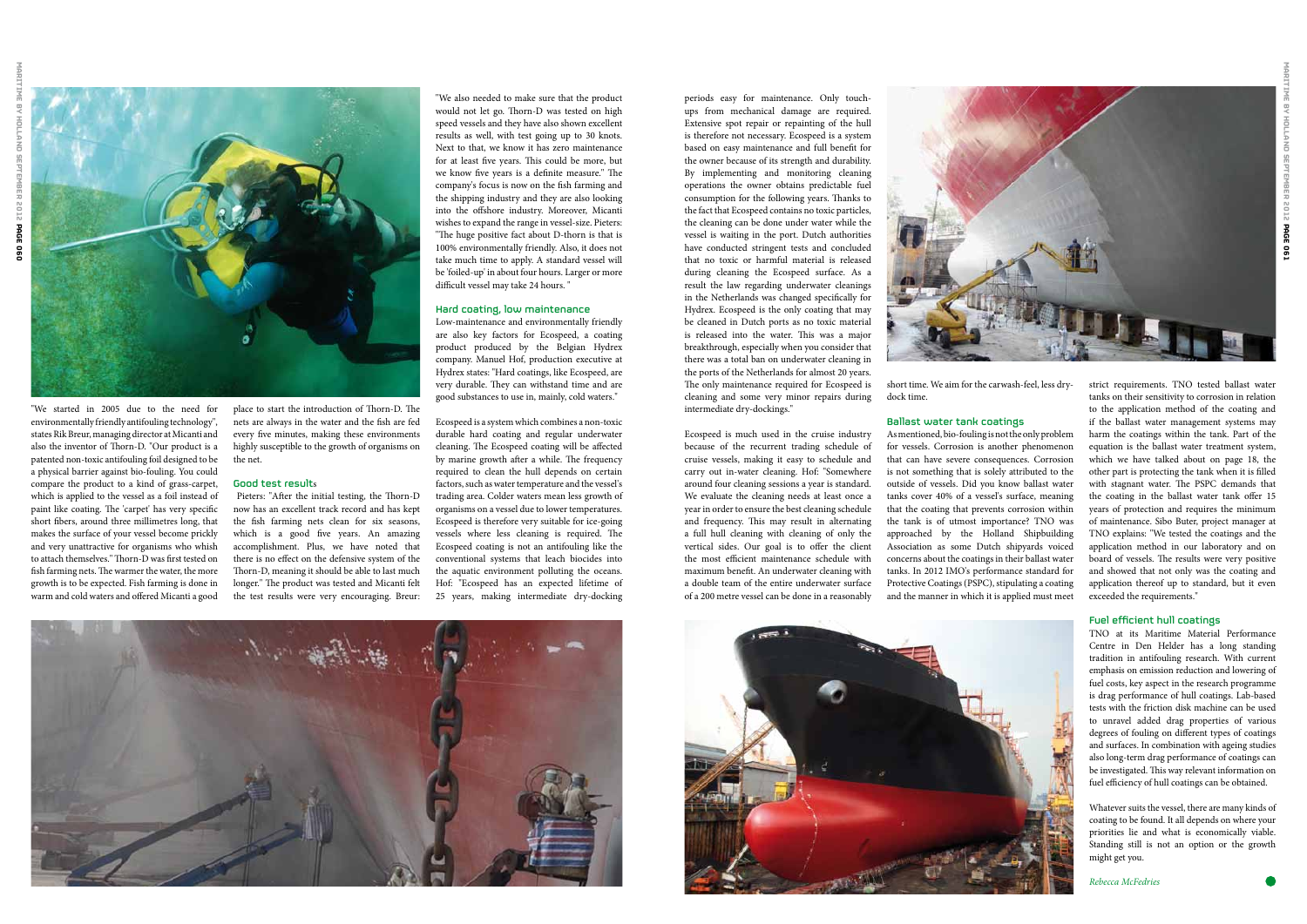"We started in 2005 due to the need for environmentally friendly antifouling technology", states Rik Breur, managing director at Micanti and also the inventor of Thorn-D. "Our product is a patented non-toxic antifouling foil designed to be a physical barrier against bio-fouling. You could compare the product to a kind of grass-carpet, which is applied to the vessel as a foil instead of paint like coating. The 'carpet' has very specific short fibers, around three millimetres long, that makes the surface of your vessel become prickly and very unattractive for organisms which wish to attach themselves." Thorn-D was first tested on fish farming nets. The warmer the water, the more growth is to be expected. Fish farming is done in warm and cold waters and offered Micanti a good place to start the introduction of Thorn-D. The nets are always in the water and the fish are fed every five minutes, making these environments highly susceptible to the growth of organisms on the net.

## Good test results

Pieters: "After the initial testing, the Thorn-D now has an excellent track record and has kept the fish farming nets clean for six seasons, which is a good five years. An amazing accomplishment. Plus, we have noted that there is no effect on the defensive system of the Thorn-D, meaning it should be able to last much longer." The product was tested and Micanti felt the test results were very encouraging. Breur: "We also needed to make sure that the product would not let go. Thorn-D was tested on high speed vessels and they have also shown excellent results as well, with test going up to 30 knots. Next to that, we know it has zero maintenance for at least five years. This could be more, but we know five years is a definite measure." The company's focus is now on the fish farming and the shipping industry and they are also looking into the offshore industry. Moreover, Micanti wishes to expand the range in vessel-size. Pieters: "The huge positive fact about D-thorn is that is 100% environmentally friendly. Also, it does not take much time to apply. A standard vessel will be 'foiled-up' in about four hours. Larger or more difficult vessel may take 24 hours. "

## Hard coating, low maintenance

Low-maintenance and environmentally friendly are also key factors for Ecospeed, a coating product produced by the Belgian Hydrex company. Manuel Hof, production executive at Hydrex states: "Hard coatings, like Ecospeed, are very durable. They can withstand time and are good substances to use in, mainly, cold waters."

Ecospeed is a system which combines a non-toxic durable hard coating and regular underwater cleaning. The Ecospeed coating will be affected by marine growth after a while. The frequency required to clean the hull depends on certain factors, such as water temperature and the vessel's trading area. Colder waters mean less growth of organisms on a vessel due to lower temperatures. Ecospeed is therefore very suitable for ice-going vessels where less cleaning is required. The Ecospeed coating is not an antifouling like the conventional systems that leach biocides into the aquatic environment polluting the oceans. Hof: "Ecospeed has an expected lifetime of 25 years, making intermediate dry-docking periods easy for maintenance. Only touch-ups from mechanical damage are required. Extensive spot repair or repainting of the hull is therefore not necessary. Ecospeed is a system based on easy maintenance and full benefit for the owner because of its strength and durability. By implementing and monitoring cleaning operations the owner obtains predictable fuel consumption for the following years. Thanks to the fact that Ecospeed contains no toxic particles, the cleaning can be done under water while the vessel is waiting in the port. Dutch authorities have conducted stringent tests and concluded that no toxic or harmful material is released during cleaning the Ecospeed surface. As a result the law regarding underwater cleanings in the Netherlands was changed specifically for Hydrex. Ecospeed is the only coating that may be cleaned in Dutch ports as no toxic material is released into the water. This was a major breakthrough, especially when you consider that there was a total ban on underwater cleaning in the ports of the Netherlands for almost 20 years. The only maintenance required for Ecospeed is cleaning and some very minor repairs during intermediate dry-dockings."

Ecospeed is much used in the cruise industry because of the recurrent trading schedule of cruise vessels, making it easy to schedule and carry out in-water cleaning. Hof: "Somewhere around four cleaning sessions a year is standard. We evaluate the cleaning needs at least once a year in order to ensure the best cleaning schedule and frequency. This may result in alternating a full hull cleaning with cleaning of only the vertical sides. Our goal is to offer the client the most efficient maintenance schedule with maximum benefit. An underwater cleaning with a double team of the entire underwater surface of a 200 metre vessel can be done in a reasonably short time. We aim for the carwash-feel, less dry-dock time.

## Ballast water tank coatings

As mentioned, bio-fouling is not the only problem for vessels. Corrosion is another phenomenon that can have severe consequences. Corrosion is not something that is solely attributed to the outside of vessels. Did you know ballast water tanks cover 40% of a vessel's surface, meaning that the coating that prevents corrosion within the tank is of utmost importance? TNO was approached by the Holland Shipbuilding Association as some Dutch shipyards voiced concerns about the coatings in their ballast water tanks. In 2012 IMO's performance standard for Protective Coatings (PSPC), stipulating a coating and the manner in which it is applied must meet strict requirements. TNO tested ballast water tanks on their sensitivity to corrosion in relation to the application method of the coating and if the ballast water management systems may harm the coatings within the tank. Part of the equation is the ballast water treatment system, which we have talked about on page 18, the other part is protecting the tank when it is filled with stagnant water. The PSPC demands that the coating in the ballast water tank offer 15 years of protection and requires the minimum of maintenance. Sibo Buter, project manager at TNO explains: "We tested the coatings and the application method in our laboratory and on board of vessels. The results were very positive and showed that not only was the coating and application thereof up to standard, but it even exceeded the requirements."

## Fuel efficient hull coatings

TNO at its Maritime Material Performance Centre in Den Helder has a long standing tradition in antifouling research. With current emphasis on emission reduction and lowering of fuel costs, key aspect in the research programme is drag performance of hull coatings. Lab-based tests with the friction disk machine can be used to unravel added drag properties of various degrees of fouling on different types of coatings and surfaces. In combination with ageing studies also long-term drag performance of coatings can be investigated. This way relevant information on fuel efficiency of hull coatings can be obtained.

Whatever suits the vessel, there are many kinds of coating to be found. It all depends on where your priorities lie and what is economically viable. Standing still is not an option or the growth might get you.

*Rebecca McFedries*